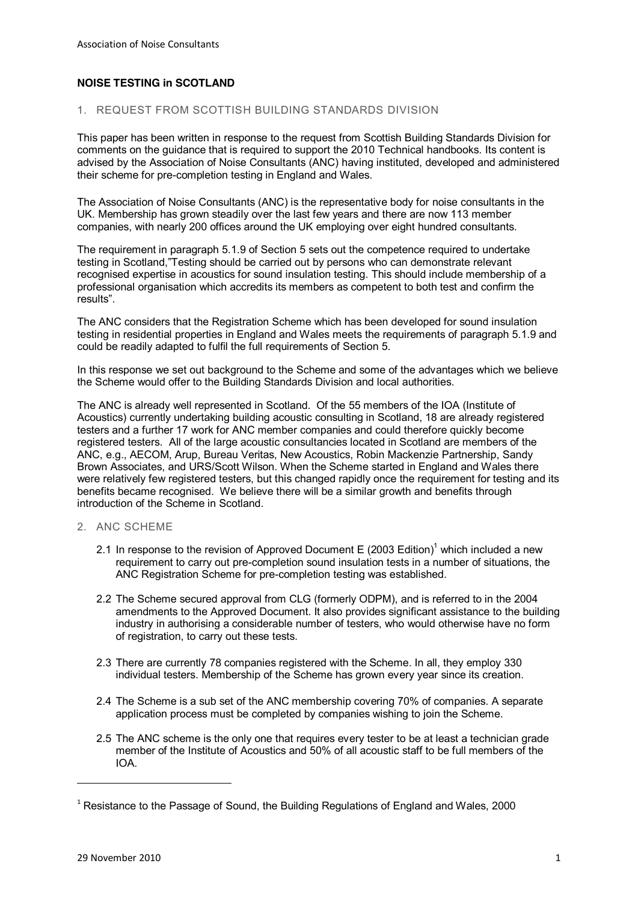## NOISE TESTING in SCOTLAND

### 1. REQUEST FROM SCOTTISH BUILDING STANDARDS DIVISION

This paper has been written in response to the request from Scottish Building Standards Division for comments on the guidance that is required to support the 2010 Technical handbooks. Its content is advised by the Association of Noise Consultants (ANC) having instituted, developed and administered their scheme for pre-completion testing in England and Wales.

The Association of Noise Consultants (ANC) is the representative body for noise consultants in the UK. Membership has grown steadily over the last few years and there are now 113 member companies, with nearly 200 offices around the UK employing over eight hundred consultants.

The requirement in paragraph 5.1.9 of Section 5 sets out the competence required to undertake testing in Scotland,"Testing should be carried out by persons who can demonstrate relevant recognised expertise in acoustics for sound insulation testing. This should include membership of a professional organisation which accredits its members as competent to both test and confirm the results".

The ANC considers that the Registration Scheme which has been developed for sound insulation testing in residential properties in England and Wales meets the requirements of paragraph 5.1.9 and could be readily adapted to fulfil the full requirements of Section 5.

In this response we set out background to the Scheme and some of the advantages which we believe the Scheme would offer to the Building Standards Division and local authorities.

The ANC is already well represented in Scotland. Of the 55 members of the IOA (Institute of Acoustics) currently undertaking building acoustic consulting in Scotland, 18 are already registered testers and a further 17 work for ANC member companies and could therefore quickly become registered testers. All of the large acoustic consultancies located in Scotland are members of the ANC, e.g., AECOM, Arup, Bureau Veritas, New Acoustics, Robin Mackenzie Partnership, Sandy Brown Associates, and URS/Scott Wilson. When the Scheme started in England and Wales there were relatively few registered testers, but this changed rapidly once the requirement for testing and its benefits became recognised. We believe there will be a similar growth and benefits through introduction of the Scheme in Scotland.

### 2. ANC SCHEME

2.1 In response to the revision of Approved Document E (2003 Edition)[1] which included a new requirement to carry out pre-completion sound insulation tests in a number of situations, the ANC Registration Scheme for pre-completion testing was established.

2.2 The Scheme secured approval from CLG (formerly ODPM), and is referred to in the 2004 amendments to the Approved Document. It also provides significant assistance to the building industry in authorising a considerable number of testers, who would otherwise have no form of registration, to carry out these tests.

2.3 There are currently 78 companies registered with the Scheme. In all, they employ 330 individual testers. Membership of the Scheme has grown every year since its creation.

2.4 The Scheme is a sub set of the ANC membership covering 70% of companies. A separate application process must be completed by companies wishing to join the Scheme.

2.5 The ANC scheme is the only one that requires every tester to be at least a technician grade member of the Institute of Acoustics and 50% of all acoustic staff to be full members of the IOA.

---

[1] Resistance to the Passage of Sound, the Building Regulations of England and Wales, 2000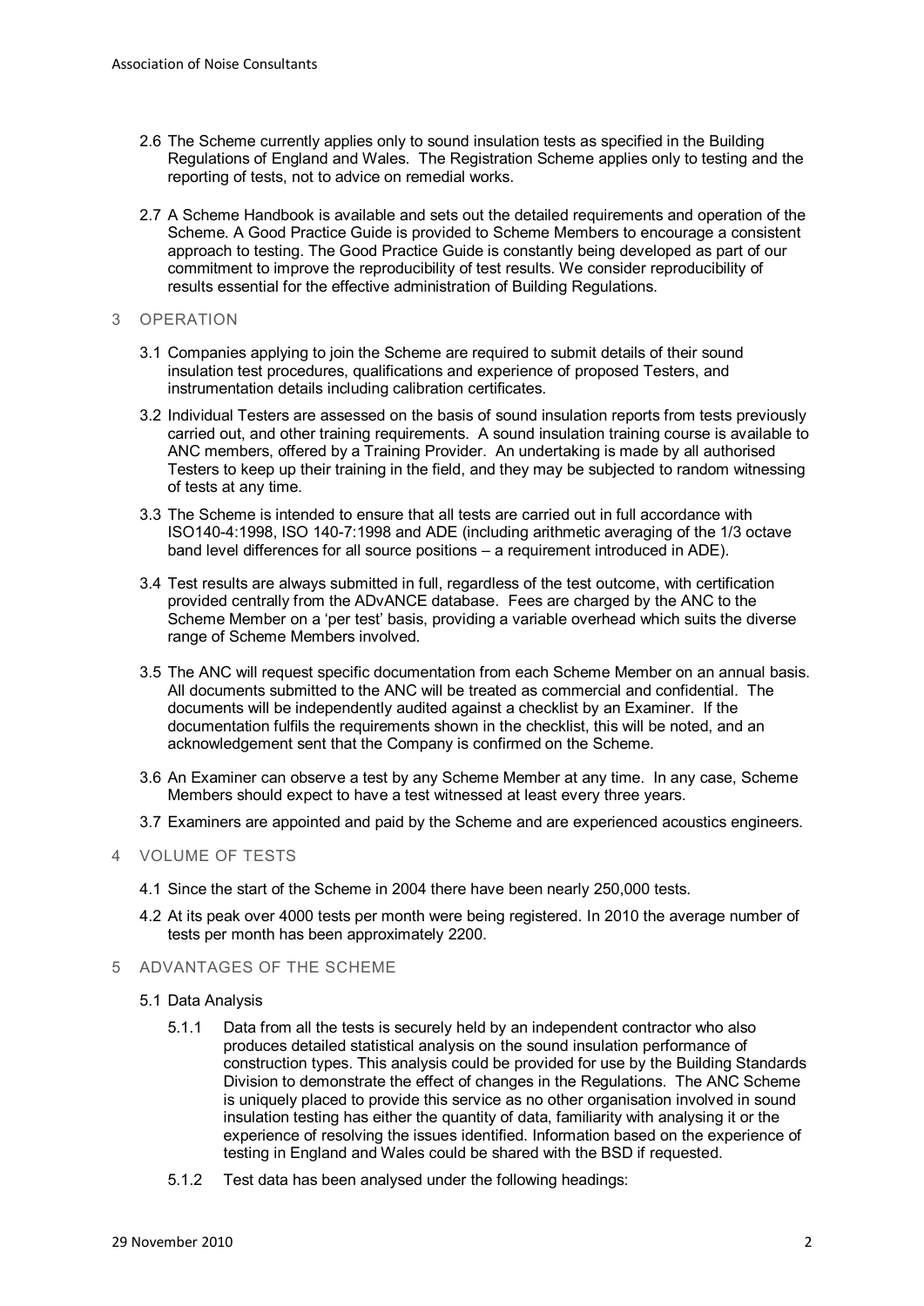2.6 The Scheme currently applies only to sound insulation tests as specified in the Building Regulations of England and Wales. The Registration Scheme applies only to testing and the reporting of tests, not to advice on remedial works.

2.7 A Scheme Handbook is available and sets out the detailed requirements and operation of the Scheme. A Good Practice Guide is provided to Scheme Members to encourage a consistent approach to testing. The Good Practice Guide is constantly being developed as part of our commitment to improve the reproducibility of test results. We consider reproducibility of results essential for the effective administration of Building Regulations.

## 3 OPERATION

3.1 Companies applying to join the Scheme are required to submit details of their sound insulation test procedures, qualifications and experience of proposed Testers, and instrumentation details including calibration certificates.

3.2 Individual Testers are assessed on the basis of sound insulation reports from tests previously carried out, and other training requirements. A sound insulation training course is available to ANC members, offered by a Training Provider. An undertaking is made by all authorised Testers to keep up their training in the field, and they may be subjected to random witnessing of tests at any time.

3.3 The Scheme is intended to ensure that all tests are carried out in full accordance with ISO140-4:1998, ISO 140-7:1998 and ADE (including arithmetic averaging of the 1/3 octave band level differences for all source positions – a requirement introduced in ADE).

3.4 Test results are always submitted in full, regardless of the test outcome, with certification provided centrally from the ADvANCE database. Fees are charged by the ANC to the Scheme Member on a 'per test' basis, providing a variable overhead which suits the diverse range of Scheme Members involved.

3.5 The ANC will request specific documentation from each Scheme Member on an annual basis. All documents submitted to the ANC will be treated as commercial and confidential. The documents will be independently audited against a checklist by an Examiner. If the documentation fulfils the requirements shown in the checklist, this will be noted, and an acknowledgement sent that the Company is confirmed on the Scheme.

3.6 An Examiner can observe a test by any Scheme Member at any time. In any case, Scheme Members should expect to have a test witnessed at least every three years.

3.7 Examiners are appointed and paid by the Scheme and are experienced acoustics engineers.

## 4 VOLUME OF TESTS

4.1 Since the start of the Scheme in 2004 there have been nearly 250,000 tests.

4.2 At its peak over 4000 tests per month were being registered. In 2010 the average number of tests per month has been approximately 2200.

## 5 ADVANTAGES OF THE SCHEME

5.1 Data Analysis

5.1.1 Data from all the tests is securely held by an independent contractor who also produces detailed statistical analysis on the sound insulation performance of construction types. This analysis could be provided for use by the Building Standards Division to demonstrate the effect of changes in the Regulations. The ANC Scheme is uniquely placed to provide this service as no other organisation involved in sound insulation testing has either the quantity of data, familiarity with analysing it or the experience of resolving the issues identified. Information based on the experience of testing in England and Wales could be shared with the BSD if requested.

5.1.2 Test data has been analysed under the following headings: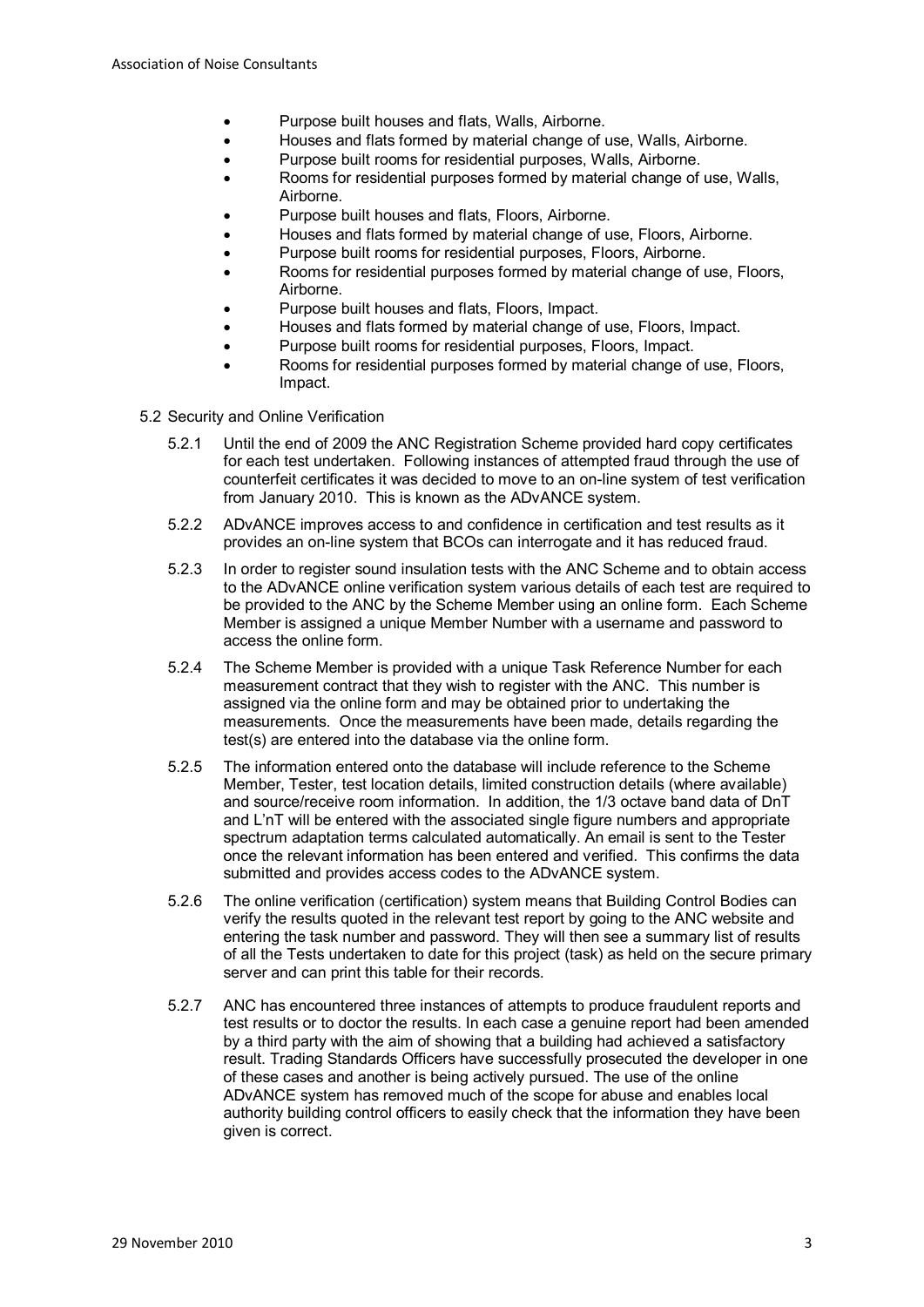- Purpose built houses and flats, Walls, Airborne.
- Houses and flats formed by material change of use, Walls, Airborne.
- Purpose built rooms for residential purposes, Walls, Airborne.
- Rooms for residential purposes formed by material change of use, Walls, Airborne.
- Purpose built houses and flats, Floors, Airborne.
- Houses and flats formed by material change of use, Floors, Airborne.
- Purpose built rooms for residential purposes, Floors, Airborne.
- Rooms for residential purposes formed by material change of use, Floors, Airborne.
- Purpose built houses and flats, Floors, Impact.
- Houses and flats formed by material change of use, Floors, Impact.
- Purpose built rooms for residential purposes, Floors, Impact.
- Rooms for residential purposes formed by material change of use, Floors, Impact.

### 5.2 Security and Online Verification

5.2.1 Until the end of 2009 the ANC Registration Scheme provided hard copy certificates for each test undertaken. Following instances of attempted fraud through the use of counterfeit certificates it was decided to move to an on-line system of test verification from January 2010. This is known as the ADvANCE system.

5.2.2 ADvANCE improves access to and confidence in certification and test results as it provides an on-line system that BCOs can interrogate and it has reduced fraud.

5.2.3 In order to register sound insulation tests with the ANC Scheme and to obtain access to the ADvANCE online verification system various details of each test are required to be provided to the ANC by the Scheme Member using an online form. Each Scheme Member is assigned a unique Member Number with a username and password to access the online form.

5.2.4 The Scheme Member is provided with a unique Task Reference Number for each measurement contract that they wish to register with the ANC. This number is assigned via the online form and may be obtained prior to undertaking the measurements. Once the measurements have been made, details regarding the test(s) are entered into the database via the online form.

5.2.5 The information entered onto the database will include reference to the Scheme Member, Tester, test location details, limited construction details (where available) and source/receive room information. In addition, the 1/3 octave band data of DnT and L'nT will be entered with the associated single figure numbers and appropriate spectrum adaptation terms calculated automatically. An email is sent to the Tester once the relevant information has been entered and verified. This confirms the data submitted and provides access codes to the ADvANCE system.

5.2.6 The online verification (certification) system means that Building Control Bodies can verify the results quoted in the relevant test report by going to the ANC website and entering the task number and password. They will then see a summary list of results of all the Tests undertaken to date for this project (task) as held on the secure primary server and can print this table for their records.

5.2.7 ANC has encountered three instances of attempts to produce fraudulent reports and test results or to doctor the results. In each case a genuine report had been amended by a third party with the aim of showing that a building had achieved a satisfactory result. Trading Standards Officers have successfully prosecuted the developer in one of these cases and another is being actively pursued. The use of the online ADvANCE system has removed much of the scope for abuse and enables local authority building control officers to easily check that the information they have been given is correct.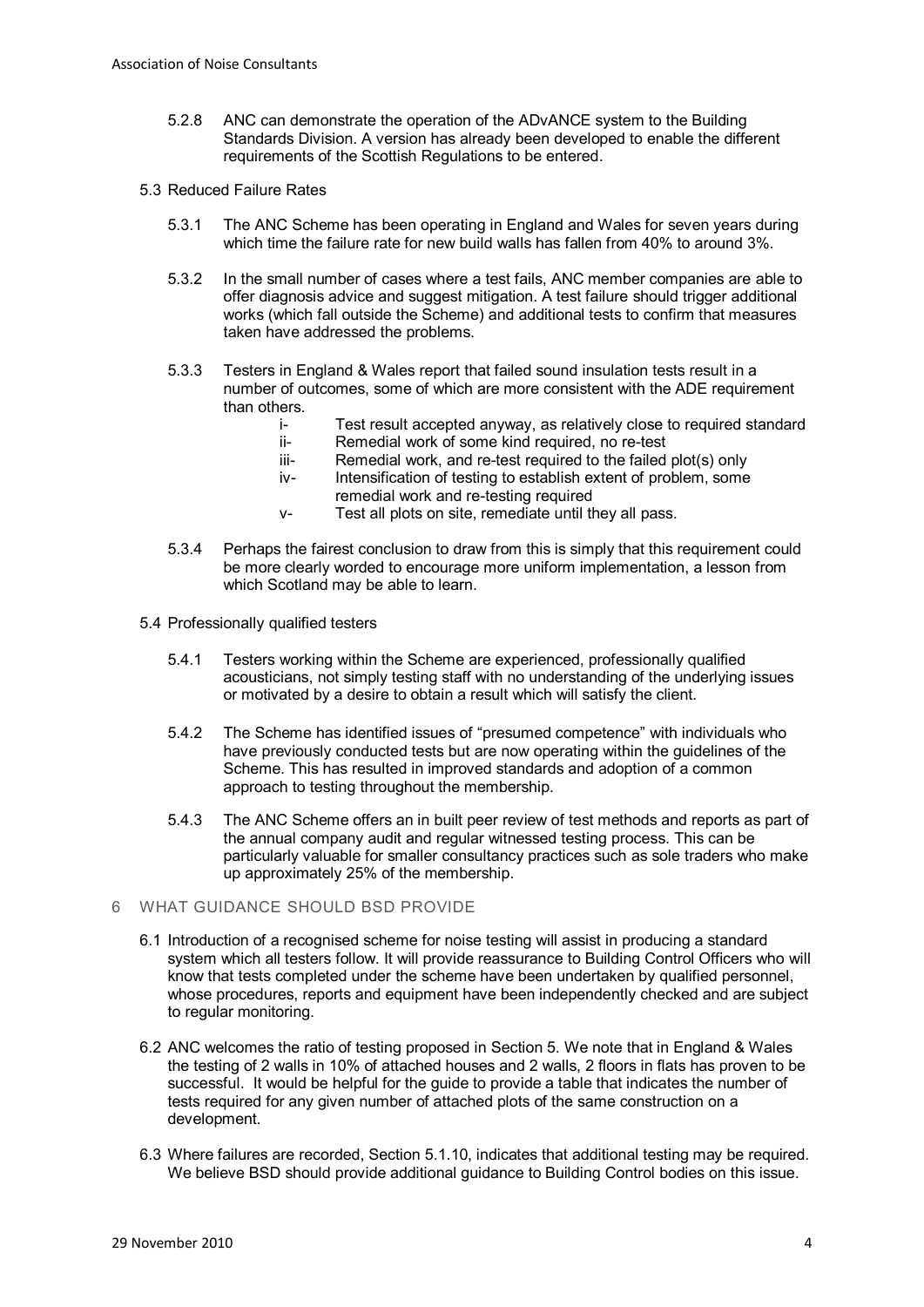5.2.8 ANC can demonstrate the operation of the ADvANCE system to the Building Standards Division. A version has already been developed to enable the different requirements of the Scottish Regulations to be entered.

### 5.3 Reduced Failure Rates

5.3.1 The ANC Scheme has been operating in England and Wales for seven years during which time the failure rate for new build walls has fallen from 40% to around 3%.

5.3.2 In the small number of cases where a test fails, ANC member companies are able to offer diagnosis advice and suggest mitigation. A test failure should trigger additional works (which fall outside the Scheme) and additional tests to confirm that measures taken have addressed the problems.

5.3.3 Testers in England & Wales report that failed sound insulation tests result in a number of outcomes, some of which are more consistent with the ADE requirement than others.

- i- Test result accepted anyway, as relatively close to required standard
- ii- Remedial work of some kind required, no re-test
- iii- Remedial work, and re-test required to the failed plot(s) only
- iv- Intensification of testing to establish extent of problem, some remedial work and re-testing required
- v- Test all plots on site, remediate until they all pass.

5.3.4 Perhaps the fairest conclusion to draw from this is simply that this requirement could be more clearly worded to encourage more uniform implementation, a lesson from which Scotland may be able to learn.

### 5.4 Professionally qualified testers

5.4.1 Testers working within the Scheme are experienced, professionally qualified acousticians, not simply testing staff with no understanding of the underlying issues or motivated by a desire to obtain a result which will satisfy the client.

5.4.2 The Scheme has identified issues of "presumed competence" with individuals who have previously conducted tests but are now operating within the guidelines of the Scheme. This has resulted in improved standards and adoption of a common approach to testing throughout the membership.

5.4.3 The ANC Scheme offers an in built peer review of test methods and reports as part of the annual company audit and regular witnessed testing process. This can be particularly valuable for smaller consultancy practices such as sole traders who make up approximately 25% of the membership.

## 6 WHAT GUIDANCE SHOULD BSD PROVIDE

6.1 Introduction of a recognised scheme for noise testing will assist in producing a standard system which all testers follow. It will provide reassurance to Building Control Officers who will know that tests completed under the scheme have been undertaken by qualified personnel, whose procedures, reports and equipment have been independently checked and are subject to regular monitoring.

6.2 ANC welcomes the ratio of testing proposed in Section 5. We note that in England & Wales the testing of 2 walls in 10% of attached houses and 2 walls, 2 floors in flats has proven to be successful. It would be helpful for the guide to provide a table that indicates the number of tests required for any given number of attached plots of the same construction on a development.

6.3 Where failures are recorded, Section 5.1.10, indicates that additional testing may be required. We believe BSD should provide additional guidance to Building Control bodies on this issue.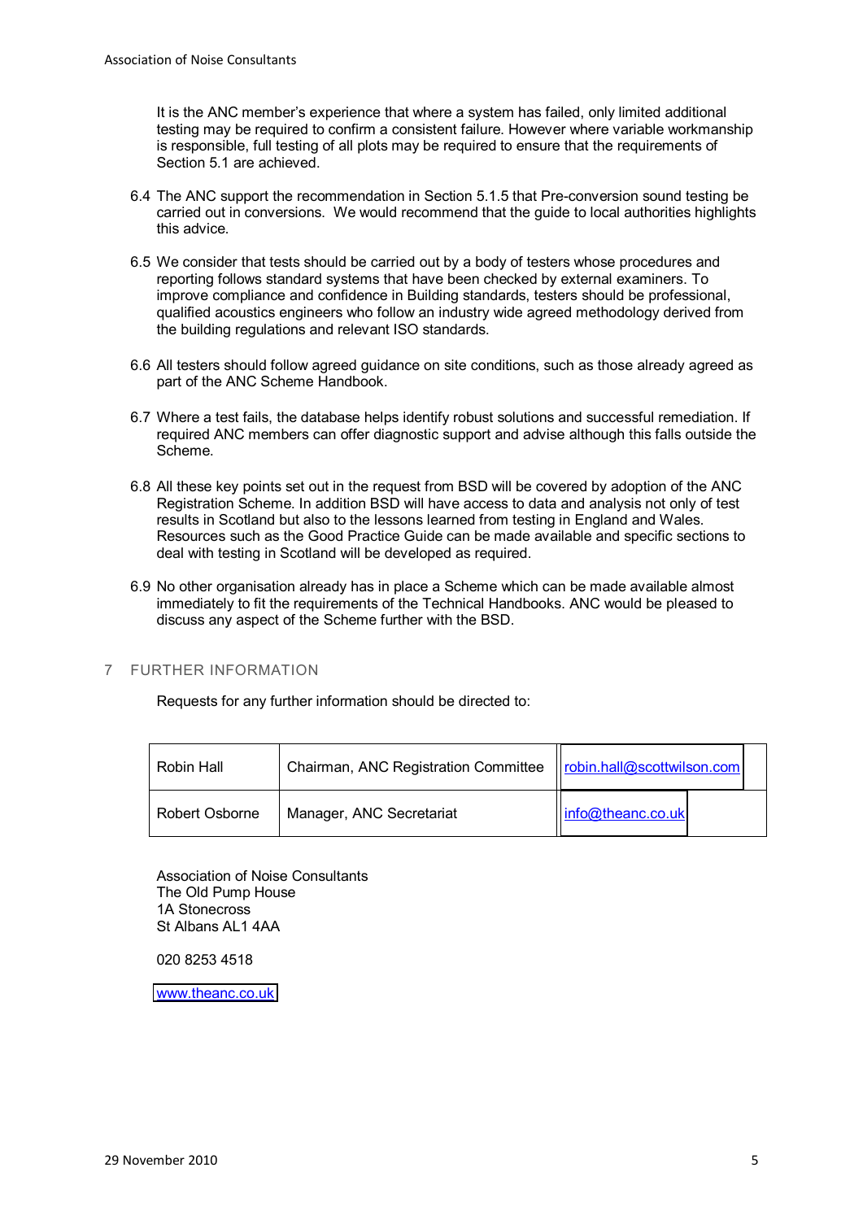It is the ANC member's experience that where a system has failed, only limited additional testing may be required to confirm a consistent failure. However where variable workmanship is responsible, full testing of all plots may be required to ensure that the requirements of Section 5.1 are achieved.

6.4 The ANC support the recommendation in Section 5.1.5 that Pre-conversion sound testing be carried out in conversions. We would recommend that the guide to local authorities highlights this advice.

6.5 We consider that tests should be carried out by a body of testers whose procedures and reporting follows standard systems that have been checked by external examiners. To improve compliance and confidence in Building standards, testers should be professional, qualified acoustics engineers who follow an industry wide agreed methodology derived from the building regulations and relevant ISO standards.

6.6 All testers should follow agreed guidance on site conditions, such as those already agreed as part of the ANC Scheme Handbook.

6.7 Where a test fails, the database helps identify robust solutions and successful remediation. If required ANC members can offer diagnostic support and advise although this falls outside the Scheme.

6.8 All these key points set out in the request from BSD will be covered by adoption of the ANC Registration Scheme. In addition BSD will have access to data and analysis not only of test results in Scotland but also to the lessons learned from testing in England and Wales. Resources such as the Good Practice Guide can be made available and specific sections to deal with testing in Scotland will be developed as required.

6.9 No other organisation already has in place a Scheme which can be made available almost immediately to fit the requirements of the Technical Handbooks. ANC would be pleased to discuss any aspect of the Scheme further with the BSD.

## 7 FURTHER INFORMATION

Requests for any further information should be directed to:

| | | |
|---|---|---|
| Robin Hall | Chairman, ANC Registration Committee | robin.hall@scottwilson.com |
| Robert Osborne | Manager, ANC Secretariat | info@theanc.co.uk |

Association of Noise Consultants
The Old Pump House
1A Stonecross
St Albans AL1 4AA

020 8253 4518

www.theanc.co.uk